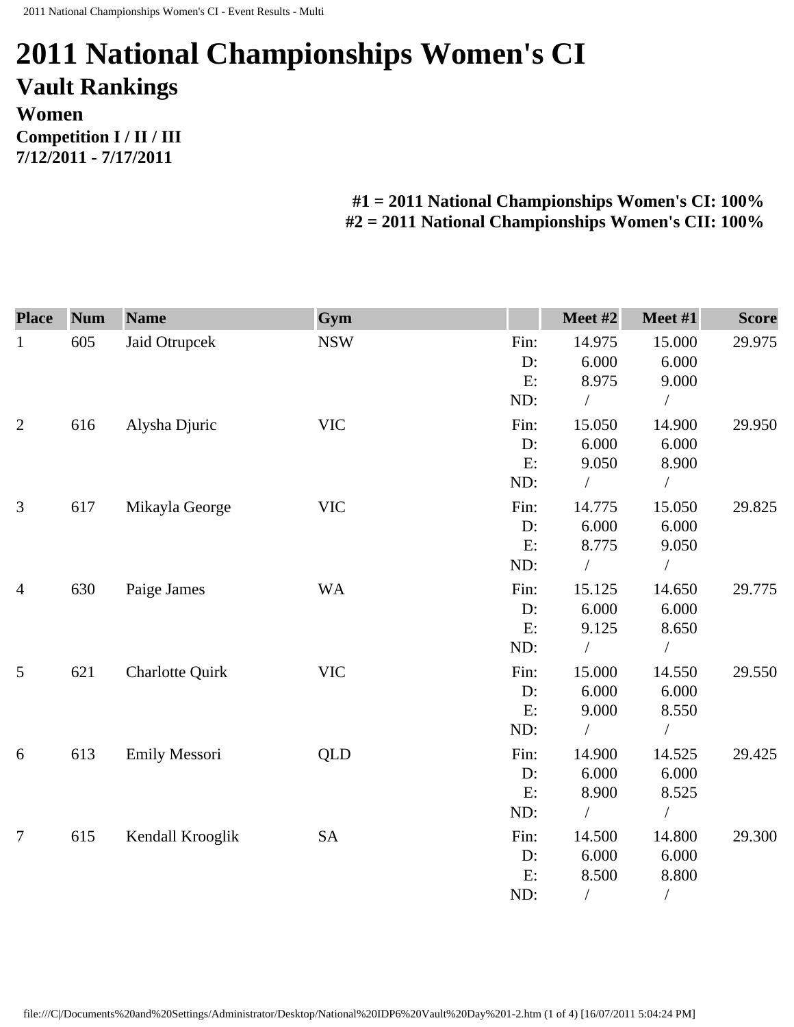# 2011 National Championships Women's CI

## Vault Rankings

### Women

**Competition I / II / III**
**7/12/2011 - 7/17/2011**

**#1 = 2011 National Championships Women's CI: 100%**
**#2 = 2011 National Championships Women's CII: 100%**

| Place | Num | Name | Gym | | Meet #2 | Meet #1 | Score |
|---|---|---|---|---|---|---|---|
| 1 | 605 | Jaid Otrupcek | NSW | Fin: | 14.975 | 15.000 | 29.975 |
| | | | | D: | 6.000 | 6.000 | |
| | | | | E: | 8.975 | 9.000 | |
| | | | | ND: | / | / | |
| 2 | 616 | Alysha Djuric | VIC | Fin: | 15.050 | 14.900 | 29.950 |
| | | | | D: | 6.000 | 6.000 | |
| | | | | E: | 9.050 | 8.900 | |
| | | | | ND: | / | / | |
| 3 | 617 | Mikayla George | VIC | Fin: | 14.775 | 15.050 | 29.825 |
| | | | | D: | 6.000 | 6.000 | |
| | | | | E: | 8.775 | 9.050 | |
| | | | | ND: | / | / | |
| 4 | 630 | Paige James | WA | Fin: | 15.125 | 14.650 | 29.775 |
| | | | | D: | 6.000 | 6.000 | |
| | | | | E: | 9.125 | 8.650 | |
| | | | | ND: | / | / | |
| 5 | 621 | Charlotte Quirk | VIC | Fin: | 15.000 | 14.550 | 29.550 |
| | | | | D: | 6.000 | 6.000 | |
| | | | | E: | 9.000 | 8.550 | |
| | | | | ND: | / | / | |
| 6 | 613 | Emily Messori | QLD | Fin: | 14.900 | 14.525 | 29.425 |
| | | | | D: | 6.000 | 6.000 | |
| | | | | E: | 8.900 | 8.525 | |
| | | | | ND: | / | / | |
| 7 | 615 | Kendall Krooglik | SA | Fin: | 14.500 | 14.800 | 29.300 |
| | | | | D: | 6.000 | 6.000 | |
| | | | | E: | 8.500 | 8.800 | |
| | | | | ND: | / | / | |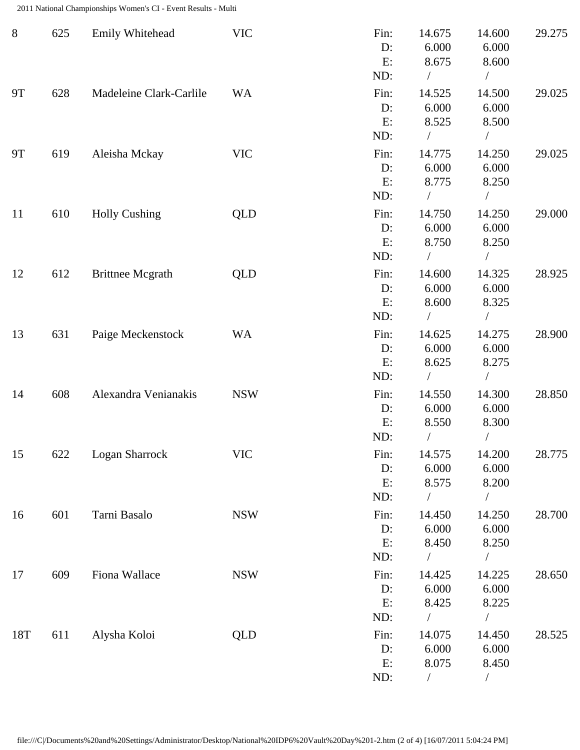| Rank | No. | Name | State | | Vault 1 | Vault 2 | Total |
|---|---|---|---|---|---|---|---|
| 8 | 625 | Emily Whitehead | VIC | Fin: | 14.675 | 14.600 | 29.275 |
| | | | | D: | 6.000 | 6.000 | |
| | | | | E: | 8.675 | 8.600 | |
| | | | | ND: | / | / | |
| 9T | 628 | Madeleine Clark-Carlile | WA | Fin: | 14.525 | 14.500 | 29.025 |
| | | | | D: | 6.000 | 6.000 | |
| | | | | E: | 8.525 | 8.500 | |
| | | | | ND: | / | / | |
| 9T | 619 | Aleisha Mckay | VIC | Fin: | 14.775 | 14.250 | 29.025 |
| | | | | D: | 6.000 | 6.000 | |
| | | | | E: | 8.775 | 8.250 | |
| | | | | ND: | / | / | |
| 11 | 610 | Holly Cushing | QLD | Fin: | 14.750 | 14.250 | 29.000 |
| | | | | D: | 6.000 | 6.000 | |
| | | | | E: | 8.750 | 8.250 | |
| | | | | ND: | / | / | |
| 12 | 612 | Brittnee Mcgrath | QLD | Fin: | 14.600 | 14.325 | 28.925 |
| | | | | D: | 6.000 | 6.000 | |
| | | | | E: | 8.600 | 8.325 | |
| | | | | ND: | / | / | |
| 13 | 631 | Paige Meckenstock | WA | Fin: | 14.625 | 14.275 | 28.900 |
| | | | | D: | 6.000 | 6.000 | |
| | | | | E: | 8.625 | 8.275 | |
| | | | | ND: | / | / | |
| 14 | 608 | Alexandra Venianakis | NSW | Fin: | 14.550 | 14.300 | 28.850 |
| | | | | D: | 6.000 | 6.000 | |
| | | | | E: | 8.550 | 8.300 | |
| | | | | ND: | / | / | |
| 15 | 622 | Logan Sharrock | VIC | Fin: | 14.575 | 14.200 | 28.775 |
| | | | | D: | 6.000 | 6.000 | |
| | | | | E: | 8.575 | 8.200 | |
| | | | | ND: | / | / | |
| 16 | 601 | Tarni Basalo | NSW | Fin: | 14.450 | 14.250 | 28.700 |
| | | | | D: | 6.000 | 6.000 | |
| | | | | E: | 8.450 | 8.250 | |
| | | | | ND: | / | / | |
| 17 | 609 | Fiona Wallace | NSW | Fin: | 14.425 | 14.225 | 28.650 |
| | | | | D: | 6.000 | 6.000 | |
| | | | | E: | 8.425 | 8.225 | |
| | | | | ND: | / | / | |
| 18T | 611 | Alysha Koloi | QLD | Fin: | 14.075 | 14.450 | 28.525 |
| | | | | D: | 6.000 | 6.000 | |
| | | | | E: | 8.075 | 8.450 | |
| | | | | ND: | / | / | |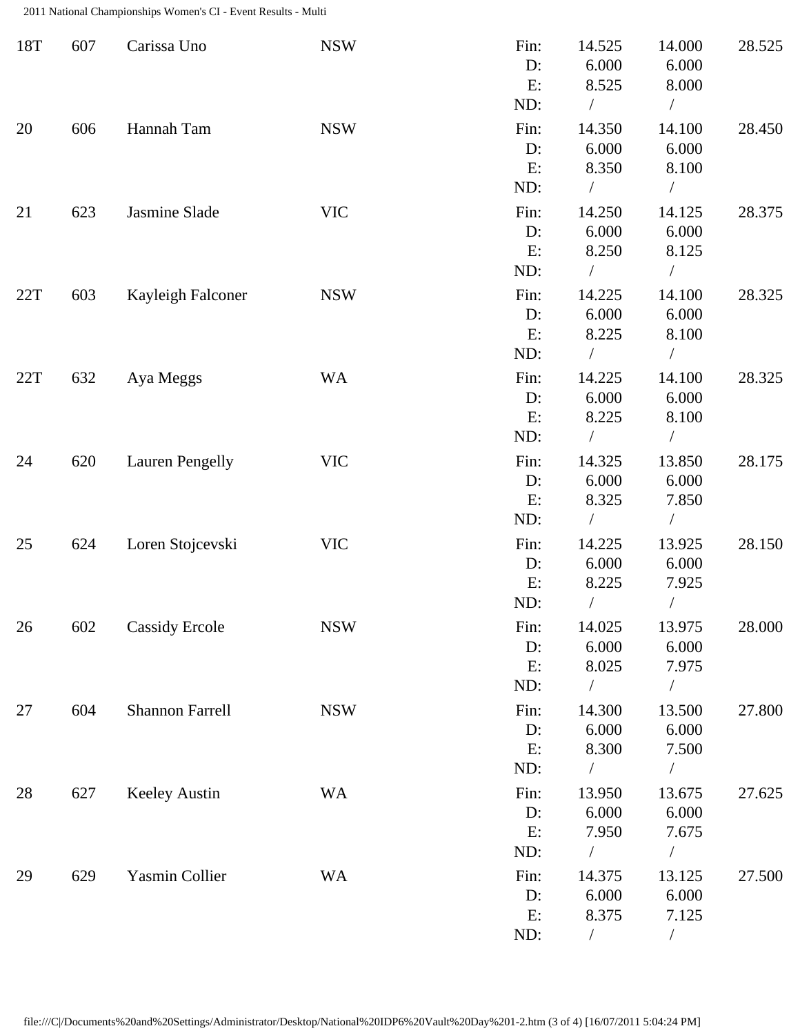| Rank | No. | Name | State | | Vault 1 | Vault 2 | Total |
|---|---|---|---|---|---|---|---|
| 18T | 607 | Carissa Uno | NSW | Fin: | 14.525 | 14.000 | 28.525 |
| | | | | D: | 6.000 | 6.000 | |
| | | | | E: | 8.525 | 8.000 | |
| | | | | ND: | / | / | |
| 20 | 606 | Hannah Tam | NSW | Fin: | 14.350 | 14.100 | 28.450 |
| | | | | D: | 6.000 | 6.000 | |
| | | | | E: | 8.350 | 8.100 | |
| | | | | ND: | / | / | |
| 21 | 623 | Jasmine Slade | VIC | Fin: | 14.250 | 14.125 | 28.375 |
| | | | | D: | 6.000 | 6.000 | |
| | | | | E: | 8.250 | 8.125 | |
| | | | | ND: | / | / | |
| 22T | 603 | Kayleigh Falconer | NSW | Fin: | 14.225 | 14.100 | 28.325 |
| | | | | D: | 6.000 | 6.000 | |
| | | | | E: | 8.225 | 8.100 | |
| | | | | ND: | / | / | |
| 22T | 632 | Aya Meggs | WA | Fin: | 14.225 | 14.100 | 28.325 |
| | | | | D: | 6.000 | 6.000 | |
| | | | | E: | 8.225 | 8.100 | |
| | | | | ND: | / | / | |
| 24 | 620 | Lauren Pengelly | VIC | Fin: | 14.325 | 13.850 | 28.175 |
| | | | | D: | 6.000 | 6.000 | |
| | | | | E: | 8.325 | 7.850 | |
| | | | | ND: | / | / | |
| 25 | 624 | Loren Stojcevski | VIC | Fin: | 14.225 | 13.925 | 28.150 |
| | | | | D: | 6.000 | 6.000 | |
| | | | | E: | 8.225 | 7.925 | |
| | | | | ND: | / | / | |
| 26 | 602 | Cassidy Ercole | NSW | Fin: | 14.025 | 13.975 | 28.000 |
| | | | | D: | 6.000 | 6.000 | |
| | | | | E: | 8.025 | 7.975 | |
| | | | | ND: | / | / | |
| 27 | 604 | Shannon Farrell | NSW | Fin: | 14.300 | 13.500 | 27.800 |
| | | | | D: | 6.000 | 6.000 | |
| | | | | E: | 8.300 | 7.500 | |
| | | | | ND: | / | / | |
| 28 | 627 | Keeley Austin | WA | Fin: | 13.950 | 13.675 | 27.625 |
| | | | | D: | 6.000 | 6.000 | |
| | | | | E: | 7.950 | 7.675 | |
| | | | | ND: | / | / | |
| 29 | 629 | Yasmin Collier | WA | Fin: | 14.375 | 13.125 | 27.500 |
| | | | | D: | 6.000 | 6.000 | |
| | | | | E: | 8.375 | 7.125 | |
| | | | | ND: | / | / | |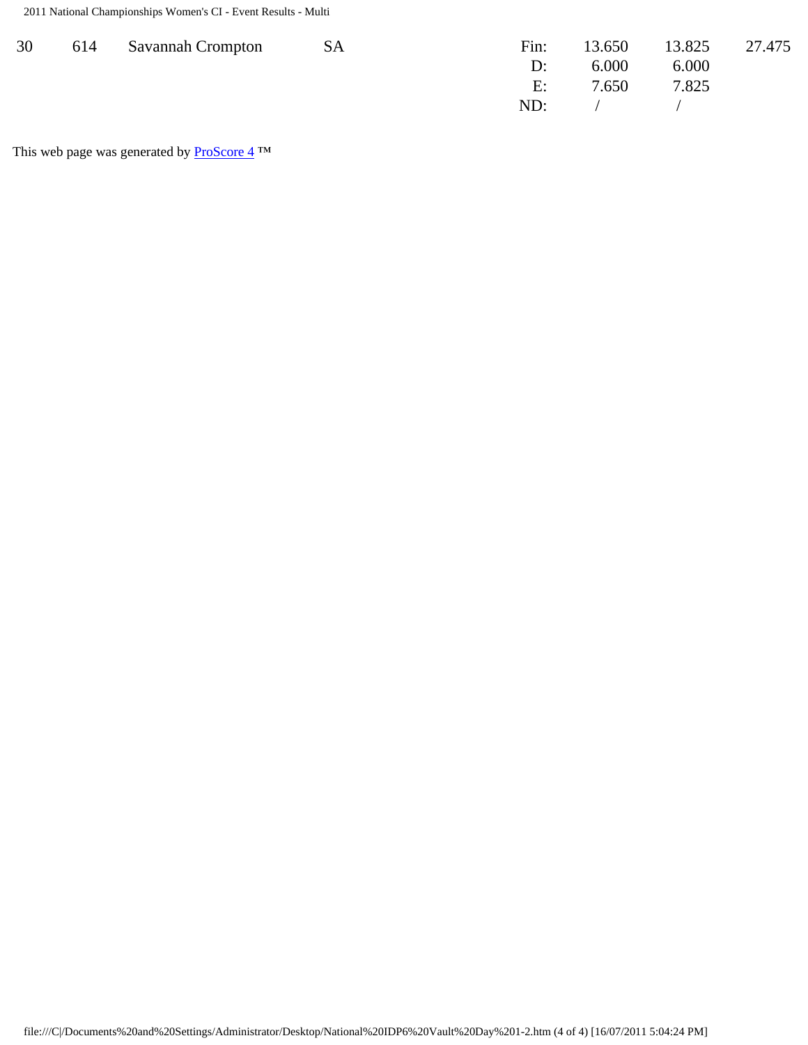| | | | | | | | |
|---|---|---|---|---|---|---|---|
| 30 | 614 | Savannah Crompton | SA | Fin: | 13.650 | 13.825 | 27.475 |
| | | | | D: | 6.000 | 6.000 | |
| | | | | E: | 7.650 | 7.825 | |
| | | | | ND: | / | / | |

This web page was generated by ProScore 4 ™